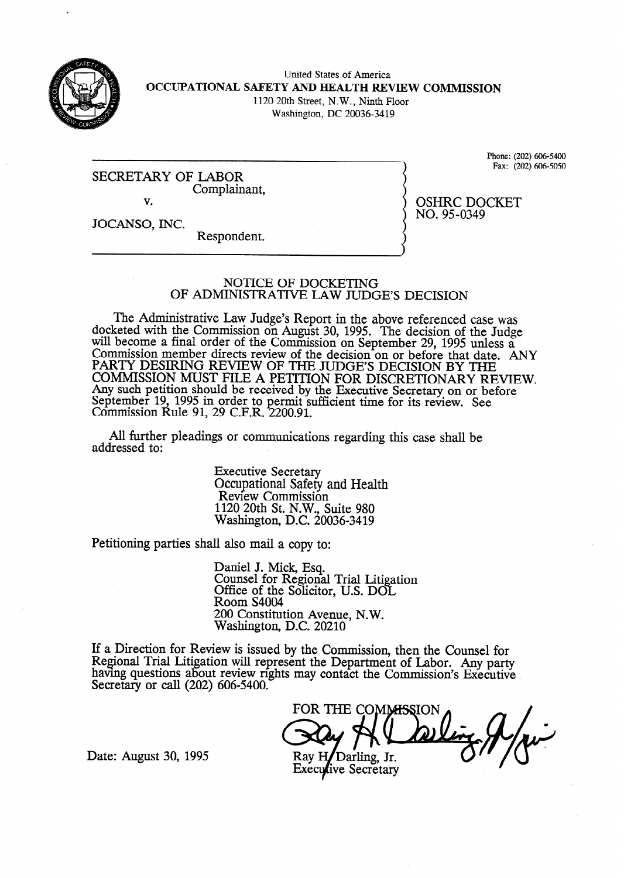United States of America

**OCCUPATIONAL SAFETY AND HEALTH REVIEW COMMISSION**

1120 20th Street, N.W., Ninth Floor

Washington, DC 20036-3419

Phone: (202) 606-5400

Fax: (202) 606-5050

SECRETARY OF LABOR
Complainant,

v.

JOCANSO, INC.
Respondent.

OSHRC DOCKET NO. 95-0349

## NOTICE OF DOCKETING OF ADMINISTRATIVE LAW JUDGE'S DECISION

The Administrative Law Judge's Report in the above referenced case was docketed with the Commission on August 30, 1995. The decision of the Judge will become a final order of the Commission on September 29, 1995 unless a Commission member directs review of the decision on or before that date. ANY PARTY DESIRING REVIEW OF THE JUDGE'S DECISION BY THE COMMISSION MUST FILE A PETITION FOR DISCRETIONARY REVIEW. Any such petition should be received by the Executive Secretary on or before September 19, 1995 in order to permit sufficient time for its review. See Commission Rule 91, 29 C.F.R. 2200.91.

All further pleadings or communications regarding this case shall be addressed to:

Executive Secretary
Occupational Safety and Health Review Commission
1120 20th St. N.W., Suite 980
Washington, D.C. 20036-3419

Petitioning parties shall also mail a copy to:

Daniel J. Mick, Esq.
Counsel for Regional Trial Litigation
Office of the Solicitor, U.S. DOL
Room S4004
200 Constitution Avenue, N.W.
Washington, D.C. 20210

If a Direction for Review is issued by the Commission, then the Counsel for Regional Trial Litigation will represent the Department of Labor. Any party having questions about review rights may contact the Commission's Executive Secretary or call (202) 606-5400.

FOR THE COMMISSION

Ray H. Darling, Jr.
Executive Secretary

Date: August 30, 1995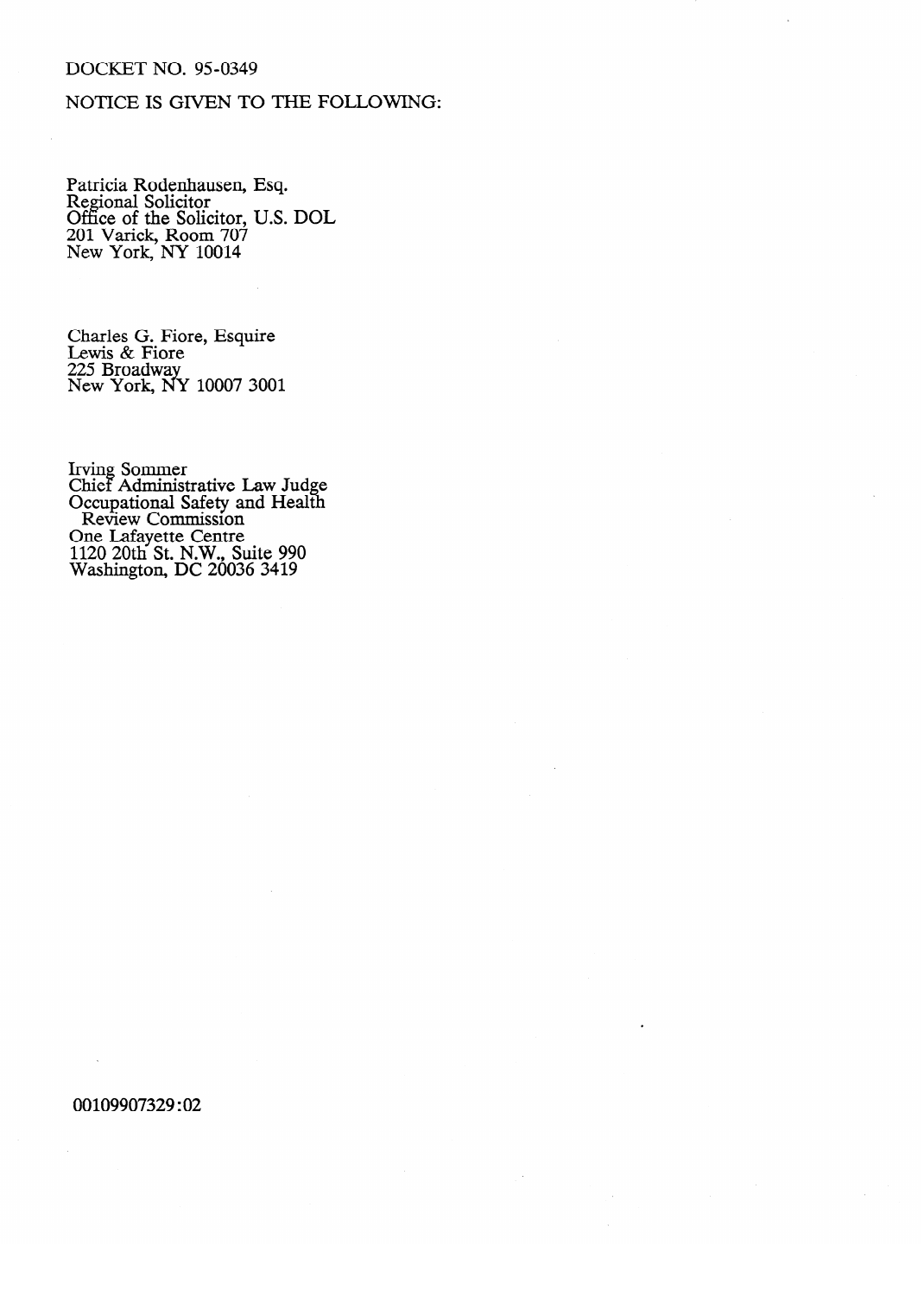DOCKET NO. 95-0349

NOTICE IS GIVEN TO THE FOLLOWING:

Patricia Rodenhausen, Esq.
Regional Solicitor
Office of the Solicitor, U.S. DOL
201 Varick, Room 707
New York, NY 10014

Charles G. Fiore, Esquire
Lewis & Fiore
225 Broadway
New York, NY 10007 3001

Irving Sommer
Chief Administrative Law Judge
Occupational Safety and Health
Review Commission
One Lafayette Centre
1120 20th St. N.W., Suite 990
Washington, DC 20036 3419

00109907329:02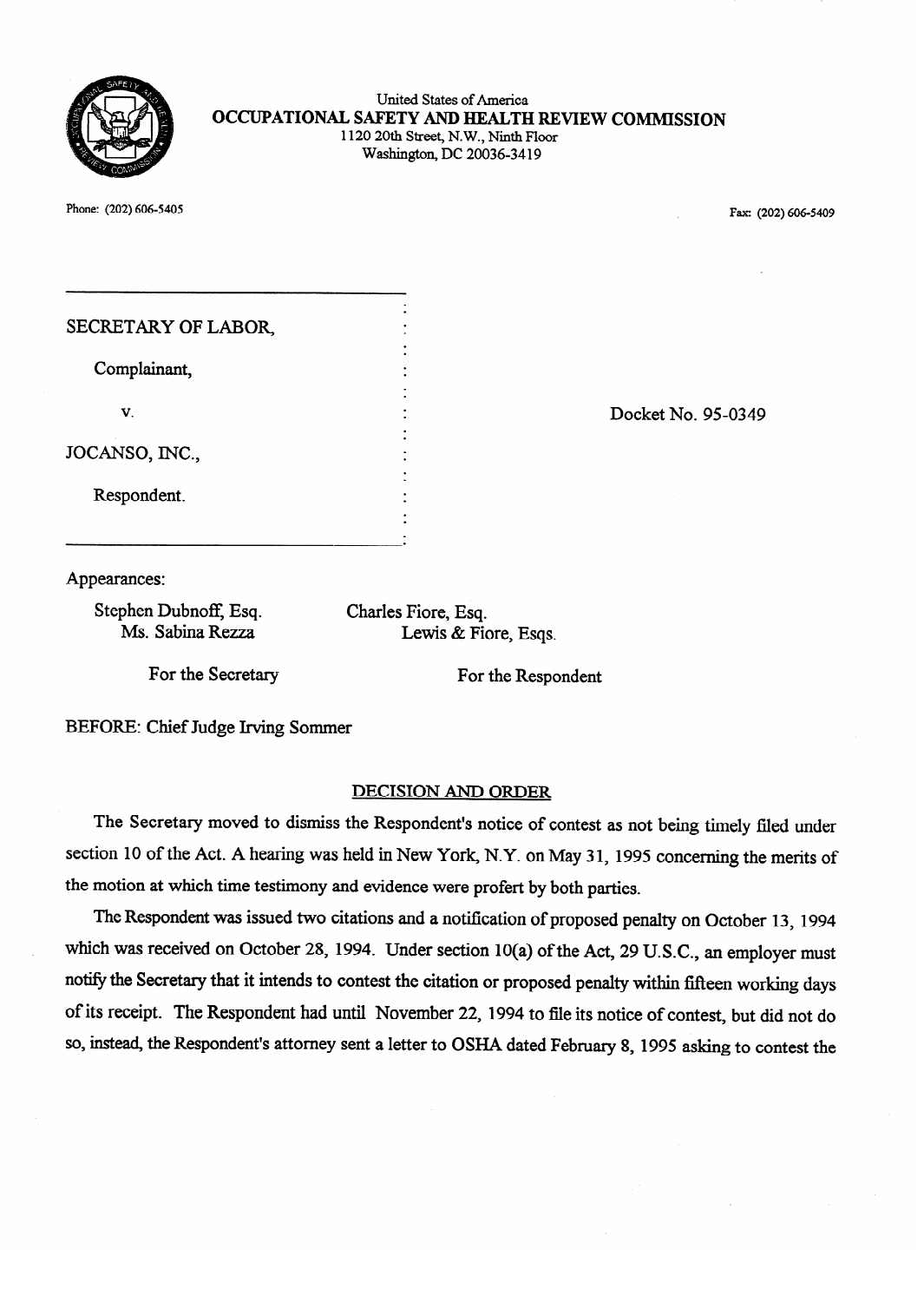United States of America
**OCCUPATIONAL SAFETY AND HEALTH REVIEW COMMISSION**
1120 20th Street, N.W., Ninth Floor
Washington, DC 20036-3419

Phone: (202) 606-5405

Fax: (202) 606-5409

SECRETARY OF LABOR,

Complainant,

v.

JOCANSO, INC.,

Respondent.

Docket No. 95-0349

Appearances:

Stephen Dubnoff, Esq.
Ms. Sabina Rezza

For the Secretary

Charles Fiore, Esq.
Lewis & Fiore, Esqs.

For the Respondent

BEFORE: Chief Judge Irving Sommer

## DECISION AND ORDER

The Secretary moved to dismiss the Respondent's notice of contest as not being timely filed under section 10 of the Act. A hearing was held in New York, N.Y. on May 31, 1995 concerning the merits of the motion at which time testimony and evidence were profert by both parties.

The Respondent was issued two citations and a notification of proposed penalty on October 13, 1994 which was received on October 28, 1994. Under section 10(a) of the Act, 29 U.S.C., an employer must notify the Secretary that it intends to contest the citation or proposed penalty within fifteen working days of its receipt. The Respondent had until November 22, 1994 to file its notice of contest, but did not do so, instead, the Respondent's attorney sent a letter to OSHA dated February 8, 1995 asking to contest the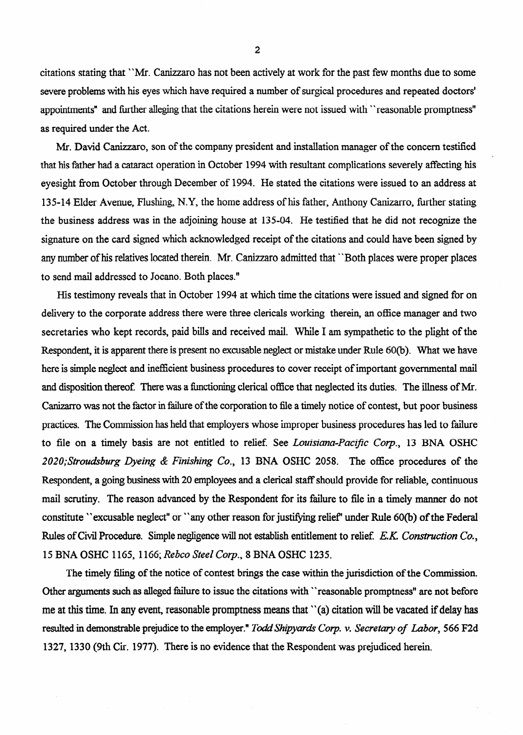citations stating that ``Mr. Canizzaro has not been actively at work for the past few months due to some severe problems with his eyes which have required a number of surgical procedures and repeated doctors' appointments" and further alleging that the citations herein were not issued with ``reasonable promptness" as required under the Act.

Mr. David Canizzaro, son of the company president and installation manager of the concern testified that his father had a cataract operation in October 1994 with resultant complications severely affecting his eyesight from October through December of 1994. He stated the citations were issued to an address at 135-14 Elder Avenue, Flushing, N.Y, the home address of his father, Anthony Canizarro, further stating the business address was in the adjoining house at 135-04. He testified that he did not recognize the signature on the card signed which acknowledged receipt of the citations and could have been signed by any number of his relatives located therein. Mr. Canizzaro admitted that ``Both places were proper places to send mail addressed to Jocano. Both places."

His testimony reveals that in October 1994 at which time the citations were issued and signed for on delivery to the corporate address there were three clericals working therein, an office manager and two secretaries who kept records, paid bills and received mail. While I am sympathetic to the plight of the Respondent, it is apparent there is present no excusable neglect or mistake under Rule 60(b). What we have here is simple neglect and inefficient business procedures to cover receipt of important governmental mail and disposition thereof. There was a functioning clerical office that neglected its duties. The illness of Mr. Canizarro was not the factor in failure of the corporation to file a timely notice of contest, but poor business practices. The Commission has held that employers whose improper business procedures has led to failure to file on a timely basis are not entitled to relief. See *Louisiana-Pacific Corp.*, 13 BNA OSHC *2020;Stroudsburg Dyeing & Finishing Co.*, 13 BNA OSHC 2058. The office procedures of the Respondent, a going business with 20 employees and a clerical staff should provide for reliable, continuous mail scrutiny. The reason advanced by the Respondent for its failure to file in a timely manner do not constitute ``excusable neglect" or ``any other reason for justifying relief" under Rule 60(b) of the Federal Rules of Civil Procedure. Simple negligence will not establish entitlement to relief. *E.K. Construction Co.*, 15 BNA OSHC 1165, 1166; *Rebco Steel Corp.*, 8 BNA OSHC 1235.

The timely filing of the notice of contest brings the case within the jurisdiction of the Commission. Other arguments such as alleged failure to issue the citations with ``reasonable promptness" are not before me at this time. In any event, reasonable promptness means that ``(a) citation will be vacated if delay has resulted in demonstrable prejudice to the employer." *Todd Shipyards Corp. v. Secretary of Labor*, 566 F2d 1327, 1330 (9th Cir. 1977). There is no evidence that the Respondent was prejudiced herein.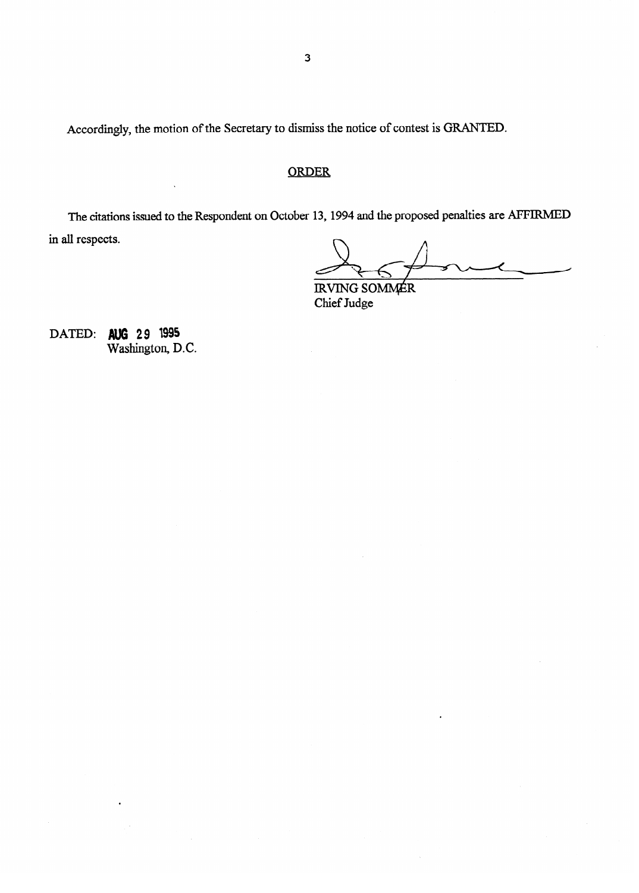Accordingly, the motion of the Secretary to dismiss the notice of contest is GRANTED.

## ORDER

The citations issued to the Respondent on October 13, 1994 and the proposed penalties are AFFIRMED in all respects.

IRVING SOMMER
Chief Judge

DATED: **AUG 29 1995**
Washington, D.C.